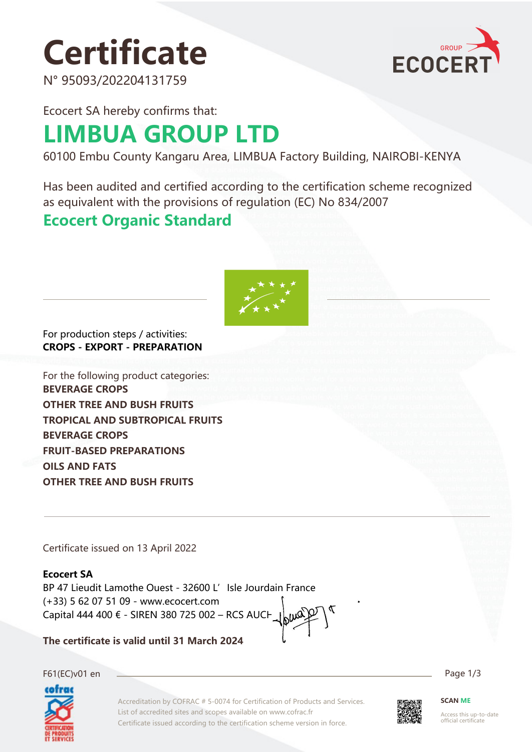# Certificate

N° 95093/202204131759

Ecocert SA hereby confirms that:

## LIMBUA GROUP LTD

60100 Embu County Kangaru Area, LIMBUA Factory Building, NAIROBI-KENYA

Has been audited and certified according to the certification scheme recognized as equivalent with the provisions of regulation (EC) No 834/2007

### Ecocert Organic Standard

For production steps / activities:
**CROPS - EXPORT - PREPARATION**

For the following product categories:
**BEVERAGE CROPS**
**OTHER TREE AND BUSH FRUITS**
**TROPICAL AND SUBTROPICAL FRUITS**
**BEVERAGE CROPS**
**FRUIT-BASED PREPARATIONS**
**OILS AND FATS**
**OTHER TREE AND BUSH FRUITS**

Certificate issued on 13 April 2022

**Ecocert SA**
BP 47 Lieudit Lamothe Ouest - 32600 L'Isle Jourdain France
(+33) 5 62 07 51 09 - www.ecocert.com
Capital 444 400 € - SIREN 380 725 002 – RCS AUCH

**The certificate is valid until 31 March 2024**

F61(EC)v01 en

Accreditation by COFRAC # 5-0074 for Certification of Products and Services.
List of accredited sites and scopes available on www.cofrac.fr
Certificate issued according to the certification scheme version in force.

**SCAN ME**
Access this up-to-date official certificate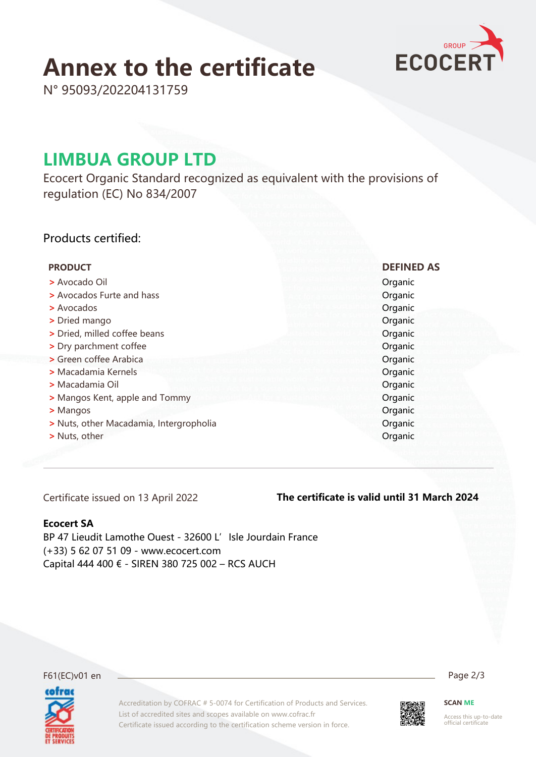# Annex to the certificate

N° 95093/202204131759

## LIMBUA GROUP LTD

Ecocert Organic Standard recognized as equivalent with the provisions of regulation (EC) No 834/2007

### Products certified:

| PRODUCT | DEFINED AS |
| --- | --- |
| > Avocado Oil | Organic |
| > Avocados Furte and hass | Organic |
| > Avocados | Organic |
| > Dried mango | Organic |
| > Dried, milled coffee beans | Organic |
| > Dry parchment coffee | Organic |
| > Green coffee Arabica | Organic |
| > Macadamia Kernels | Organic |
| > Macadamia Oil | Organic |
| > Mangos Kent, apple and Tommy | Organic |
| > Mangos | Organic |
| > Nuts, other Macadamia, Intergropholia | Organic |
| > Nuts, other | Organic |

Certificate issued on 13 April 2022

**The certificate is valid until 31 March 2024**

**Ecocert SA**
BP 47 Lieudit Lamothe Ouest - 32600 L'Isle Jourdain France
(+33) 5 62 07 51 09 - www.ecocert.com
Capital 444 400 € - SIREN 380 725 002 – RCS AUCH

F61(EC)v01 en

Accreditation by COFRAC # 5-0074 for Certification of Products and Services.
List of accredited sites and scopes available on www.cofrac.fr
Certificate issued according to the certification scheme version in force.

SCAN ME
Access this up-to-date official certificate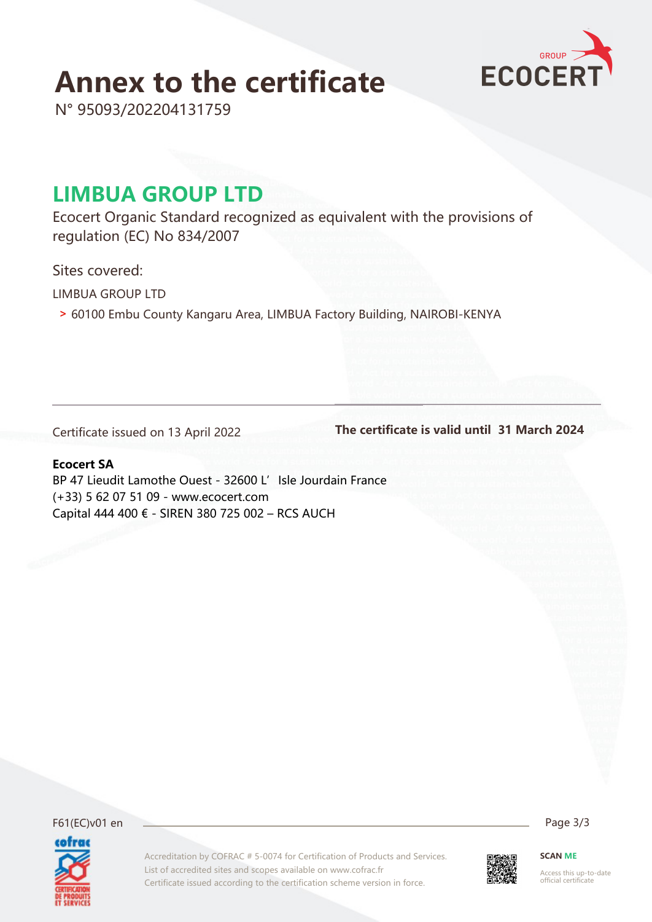# Annex to the certificate

N° 95093/202204131759

## LIMBUA GROUP LTD

Ecocert Organic Standard recognized as equivalent with the provisions of regulation (EC) No 834/2007

Sites covered:

LIMBUA GROUP LTD

> 60100 Embu County Kangaru Area, LIMBUA Factory Building, NAIROBI-KENYA

Certificate issued on 13 April 2022

**The certificate is valid until 31 March 2024**

**Ecocert SA**
BP 47 Lieudit Lamothe Ouest - 32600 L'Isle Jourdain France
(+33) 5 62 07 51 09 - www.ecocert.com
Capital 444 400 € - SIREN 380 725 002 – RCS AUCH

F61(EC)v01 en

Accreditation by COFRAC # 5-0074 for Certification of Products and Services.
List of accredited sites and scopes available on www.cofrac.fr
Certificate issued according to the certification scheme version in force.

SCAN ME
Access this up-to-date official certificate